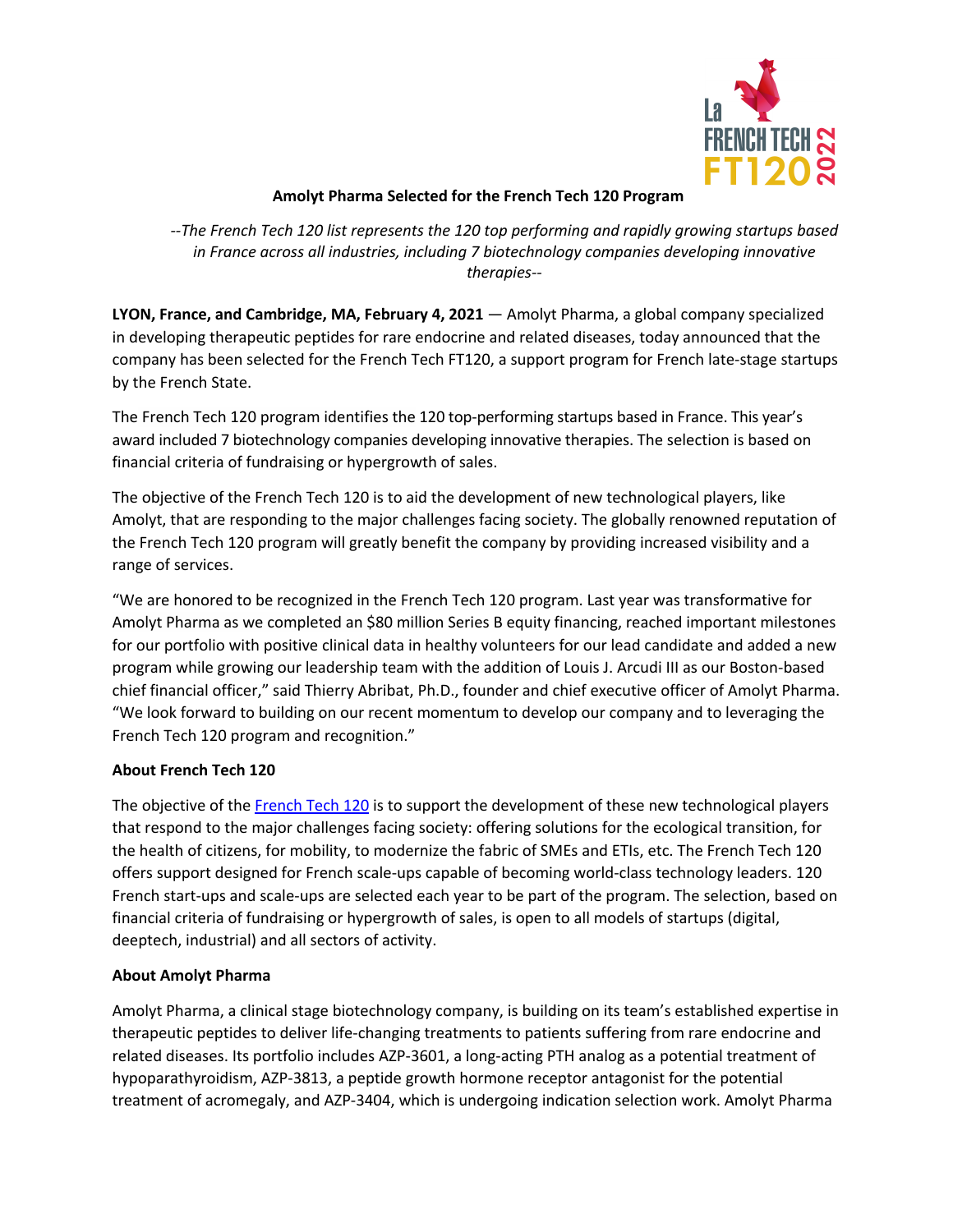# Amolyt Pharma Selected for the French Tech 120 Program

*--The French Tech 120 list represents the 120 top performing and rapidly growing startups based in France across all industries, including 7 biotechnology companies developing innovative therapies--*

**LYON, France, and Cambridge, MA, February 4, 2021** — Amolyt Pharma, a global company specialized in developing therapeutic peptides for rare endocrine and related diseases, today announced that the company has been selected for the French Tech FT120, a support program for French late-stage startups by the French State.

The French Tech 120 program identifies the 120 top-performing startups based in France. This year's award included 7 biotechnology companies developing innovative therapies. The selection is based on financial criteria of fundraising or hypergrowth of sales.

The objective of the French Tech 120 is to aid the development of new technological players, like Amolyt, that are responding to the major challenges facing society. The globally renowned reputation of the French Tech 120 program will greatly benefit the company by providing increased visibility and a range of services.

"We are honored to be recognized in the French Tech 120 program. Last year was transformative for Amolyt Pharma as we completed an $80 million Series B equity financing, reached important milestones for our portfolio with positive clinical data in healthy volunteers for our lead candidate and added a new program while growing our leadership team with the addition of Louis J. Arcudi III as our Boston-based chief financial officer," said Thierry Abribat, Ph.D., founder and chief executive officer of Amolyt Pharma. "We look forward to building on our recent momentum to develop our company and to leveraging the French Tech 120 program and recognition."

**About French Tech 120**

The objective of the French Tech 120 is to support the development of these new technological players that respond to the major challenges facing society: offering solutions for the ecological transition, for the health of citizens, for mobility, to modernize the fabric of SMEs and ETIs, etc. The French Tech 120 offers support designed for French scale-ups capable of becoming world-class technology leaders. 120 French start-ups and scale-ups are selected each year to be part of the program. The selection, based on financial criteria of fundraising or hypergrowth of sales, is open to all models of startups (digital, deeptech, industrial) and all sectors of activity.

**About Amolyt Pharma**

Amolyt Pharma, a clinical stage biotechnology company, is building on its team's established expertise in therapeutic peptides to deliver life-changing treatments to patients suffering from rare endocrine and related diseases. Its portfolio includes AZP-3601, a long-acting PTH analog as a potential treatment of hypoparathyroidism, AZP-3813, a peptide growth hormone receptor antagonist for the potential treatment of acromegaly, and AZP-3404, which is undergoing indication selection work. Amolyt Pharma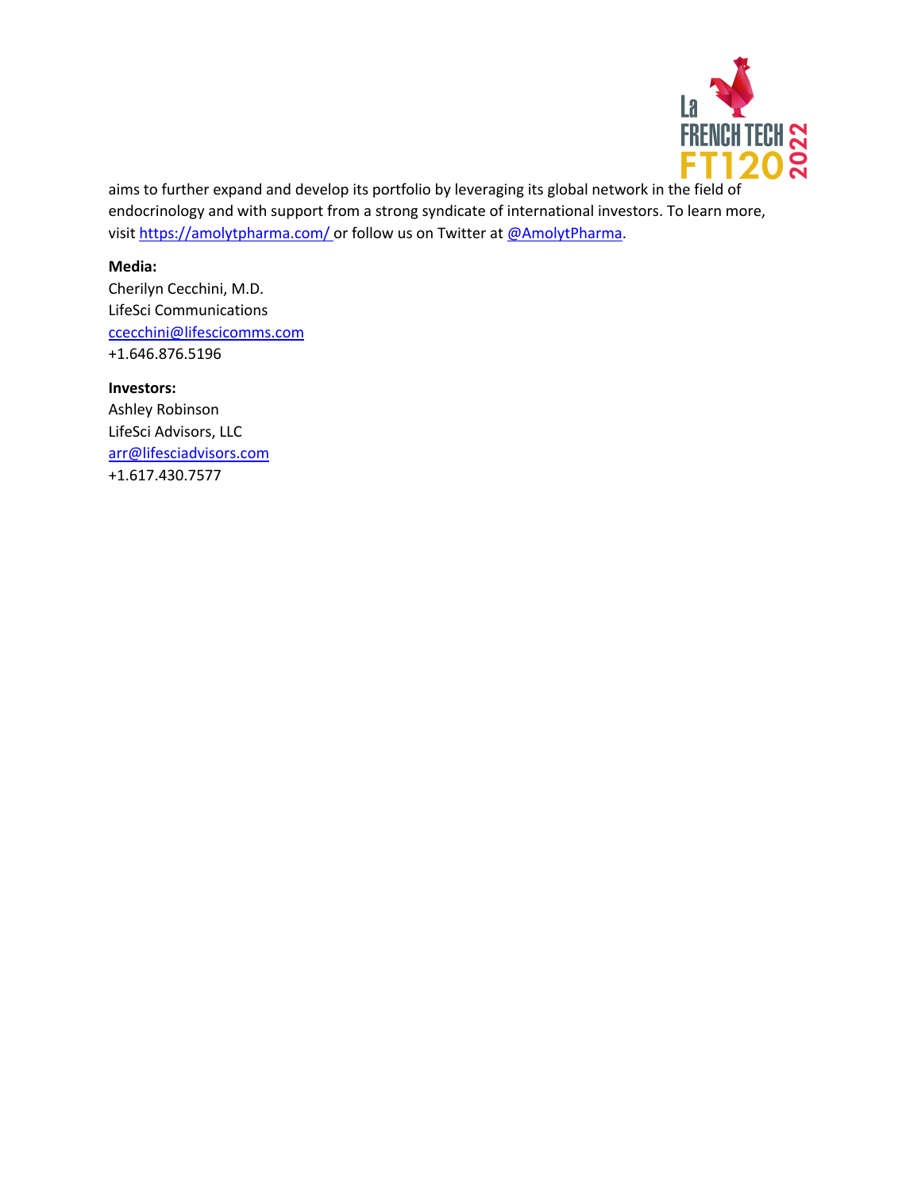aims to further expand and develop its portfolio by leveraging its global network in the field of endocrinology and with support from a strong syndicate of international investors. To learn more, visit https://amolytpharma.com/ or follow us on Twitter at @AmolytPharma.

**Media:**
Cherilyn Cecchini, M.D.
LifeSci Communications
ccecchini@lifescicomms.com
+1.646.876.5196

**Investors:**
Ashley Robinson
LifeSci Advisors, LLC
arr@lifesciadvisors.com
+1.617.430.7577